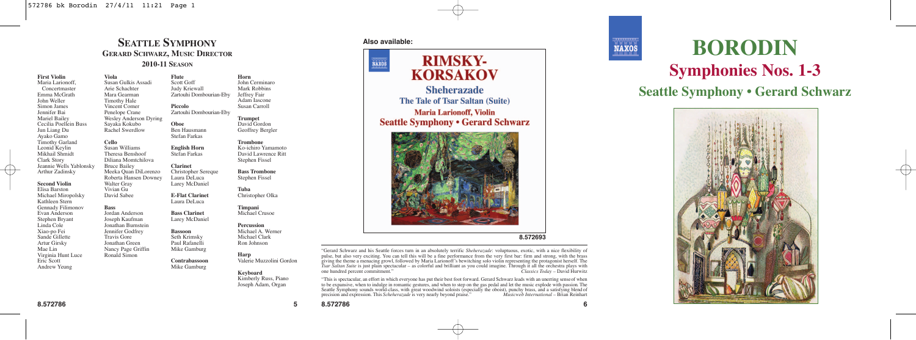# Seattle Symphony

## Gerard Schwarz, Music Director

### 2010-11 Season

**First Violin**
Maria Larionoff, Concertmaster
Emma McGrath
John Weller
Simon James
Jennifer Bai
Mariel Bailey
Cecilia Poellein Buss
Jun Liang Du
Ayako Gamo
Timothy Garland
Leonid Keylin
Mikhail Shmidt
Clark Story
Jeannie Wells Yablonsky
Arthur Zadinsky

**Second Violin**
Elisa Barston
Michael Miropolsky
Kathleen Stern
Gennady Filimonov
Evan Anderson
Stephen Bryant
Linda Cole
Xiao-po Fei
Sande Gillette
Artur Girsky
Mae Lin
Virginia Hunt Luce
Eric Scott
Andrew Yeung

**Viola**
Susan Gulkis Assadi
Arie Schachter
Mara Gearman
Timothy Hale
Vincent Comer
Penelope Crane
Wesley Anderson Dyring
Sayaka Kokubo
Rachel Swerdlow

**Cello**
Susan Williams
Theresa Benshoof
Diliana Momtchilova
Bruce Bailey
Meeka Quan DiLorenzo
Roberta Hansen Downey
Walter Gray
Vivian Gu
David Sabee

**Bass**
Jordan Anderson
Joseph Kaufman
Jonathan Burnstein
Jennifer Godfrey
Travis Gore
Jonathan Green
Nancy Page Griffin
Ronald Simon

**Flute**
Scott Goff
Judy Kriewall
Zartouhi Dombourian-Eby

**Piccolo**
Zartouhi Dombourian-Eby

**Oboe**
Ben Hausmann
Stefan Farkas

**English Horn**
Stefan Farkas

**Clarinet**
Christopher Sereque
Laura DeLuca
Larey McDaniel

**E-Flat Clarinet**
Laura DeLuca

**Bass Clarinet**
Larey McDaniel

**Bassoon**
Seth Krimsky
Paul Rafanelli
Mike Gamburg

**Contrabassoon**
Mike Gamburg

**Horn**
John Cerminaro
Mark Robbins
Jeffrey Fair
Adam Iascone
Susan Carroll

**Trumpet**
David Gordon
Geoffrey Bergler

**Trombone**
Ko-ichiro Yamamoto
David Lawrence Ritt
Stephen Fissel

**Bass Trombone**
Stephen Fissel

**Tuba**
Christopher Olka

**Timpani**
Michael Crusoe

**Percussion**
Michael A. Werner
Michael Clark
Ron Johnson

**Harp**
Valerie Muzzolini Gordon

**Keyboard**
Kimberly Russ, Piano
Joseph Adam, Organ

**Also available:**

RIMSKY-KORSAKOV
Sheherazade
The Tale of Tsar Saltan (Suite)
Maria Larionoff, Violin
Seattle Symphony • Gerard Schwarz

8.572693

"Gerard Schwarz and his Seattle forces turn in an absolutely terrific *Sheherazade*: voluptuous, exotic, with a nice flexibility of pulse, but also very exciting. You can tell this will be a fine performance from the very first bar: firm and strong, with the brass giving the theme a menacing growl, followed by Maria Larionoff's bewitching solo violin representing the protagonist herself. The *Tsar Saltan Suite* is just plain spectacular – as colorful and brilliant as you could imagine. Through it all the orchestra plays with one hundred percent commitment." *Classics Today* – David Hurwitz

"This is spectacular, an effort in which everyone has put their best foot forward. Gerard Schwarz leads with an unerring sense of when to be expansive, when to indulge in romantic gestures, and when to step on the gas pedal and let the music explode with passion. The Seattle Symphony sounds world-class, with great woodwind soloists (especially the oboist), punchy brass, and a satisfying blend of precision and expression. This *Scheherazade* is very nearly beyond praise." *Musicweb International* – Brian Reinhart

# BORODIN

## Symphonies Nos. 1-3

## Seattle Symphony • Gerard Schwarz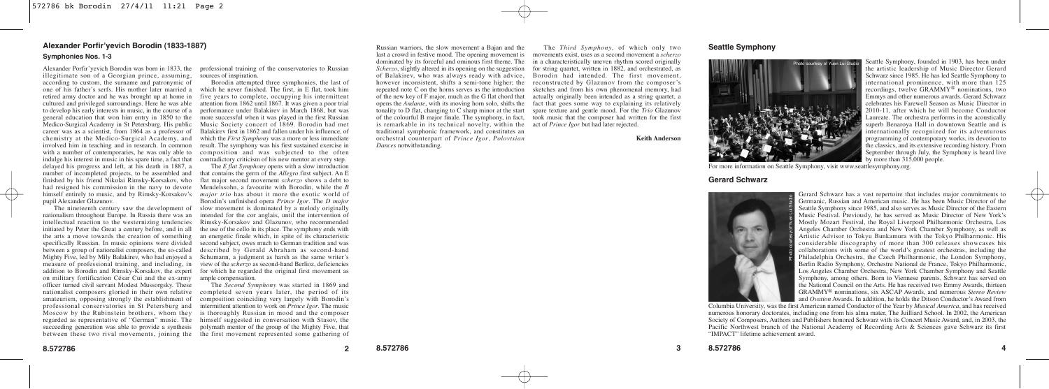## Alexander Porfir'yevich Borodin (1833-1887)

### Symphonies Nos. 1-3

Alexander Porfir'yevich Borodin was born in 1833, the illegitimate son of a Georgian prince, assuming, according to custom, the surname and patronymic of one of his father's serfs. His mother later married a retired army doctor and he was brought up at home in cultured and privileged surroundings. Here he was able to develop his early interests in music, in the course of a general education that won him entry in 1850 to the Medico-Surgical Academy in St Petersburg. His public career was as a scientist, from 1864 as a professor of chemistry at the Medico-Surgical Academy, and involved him in teaching and in research. In common with a number of contemporaries, he was only able to indulge his interest in music in his spare time, a fact that delayed his progress and left, at his death in 1887, a number of incompleted projects, to be assembled and finished by his friend Nikolai Rimsky-Korsakov, who had resigned his commission in the navy to devote himself entirely to music, and by Rimsky-Korsakov's pupil Alexander Glazunov.

The nineteenth century saw the development of nationalism throughout Europe. In Russia there was an intellectual reaction to the westernizing tendencies initiated by Peter the Great a century before, and in all the arts a move towards the creation of something specifically Russian. In music opinions were divided between a group of nationalist composers, the so-called Mighty Five, led by Mily Balakirev, who had enjoyed a measure of professional training, and including, in addition to Borodin and Rimsky-Korsakov, the expert on military fortification César Cui and the ex-army officer turned civil servant Modest Mussorgsky. These nationalist composers gloried in their own relative amateurism, opposing strongly the establishment of professional conservatories in St Petersburg and Moscow by the Rubinstein brothers, whom they regarded as representative of "German" music. The succeeding generation was able to provide a synthesis between these two rival movements, joining the professional training of the conservatories to Russian sources of inspiration.

Borodin attempted three symphonies, the last of which he never finished. The first, in E flat, took him five years to complete, occupying his intermittent attention from 1862 until 1867. It was given a poor trial performance under Balakirev in March 1868, but was more successful when it was played in the first Russian Music Society concert of 1869. Borodin had met Balakirev first in 1862 and fallen under his influence, of which the *First Symphony* was a more or less immediate result. The symphony was his first sustained exercise in composition and was subjected to the often contradictory criticism of his new mentor at every step.

The *E flat Symphony* opens with a slow introduction that contains the germ of the *Allegro* first subject. An E flat major second movement *scherzo* shows a debt to Mendelssohn, a favourite with Borodin, while the *B major trio* has about it more of the exotic world of Borodin's unfinished opera *Prince Igor*. The *D major* slow movement is dominated by a melody originally intended for the cor anglais, until the intervention of Rimsky-Korsakov and Glazunov, who recommended the use of the cello in its place. The symphony ends with an energetic finale which, in spite of its characteristic second subject, owes much to German tradition and was described by Gerald Abraham as second-hand Schumann, a judgement as harsh as the same writer's view of the *scherzo* as second-hand Berlioz, deficiencies for which he regarded the original first movement as ample compensation.

The *Second Symphony* was started in 1869 and completed seven years later, the period of its composition coinciding very largely with Borodin's intermittent attention to work on *Prince Igor*. The music is thoroughly Russian in mood and the composer himself suggested in conversation with Stasov, the polymath mentor of the group of the Mighty Five, that the first movement represented some gathering of Russian warriors, the slow movement a Bajan and the last a crowd in festive mood. The opening movement is dominated by its forceful and ominous first theme. The *Scherzo*, slightly altered in its opening on the suggestion of Balakirev, who was always ready with advice, however inconsistent, shifts a semi-tone higher; the repeated note C on the horns serves as the introduction of the new key of F major, much as the G flat chord that opens the *Andante*, with its moving horn solo, shifts the tonality to D flat, changing to C sharp minor at the start of the colourful B major finale. The symphony, in fact, is remarkable in its technical novelty, within the traditional symphonic framework, and constitutes an orchestral counterpart of *Prince Igor*, *Polovtsian Dances* notwithstanding.

The *Third Symphony*, of which only two movements exist, uses as a second movement a *scherzo* in a characteristically uneven rhythm scored originally for string quartet, written in 1882, and orchestrated, as Borodin had intended. The first movement, reconstructed by Glazunov from the composer's sketches and from his own phenomenal memory, had actually originally been intended as a string quartet, a fact that goes some way to explaining its relatively spare texture and gentle mood. For the *Trio* Glazunov took music that the composer had written for the first act of *Prince Igor* but had later rejected.

**Keith Anderson**

## Seattle Symphony

Photo courtesy of Yuen Lui Studio

Seattle Symphony, founded in 1903, has been under the artistic leadership of Music Director Gerard Schwarz since 1985. He has led Seattle Symphony to international prominence, with more than 125 recordings, twelve GRAMMY® nominations, two Emmys and other numerous awards. Gerard Schwarz celebrates his Farewell Season as Music Director in 2010-11, after which he will become Conductor Laureate. The orchestra performs in the acoustically superb Benaroya Hall in downtown Seattle and is internationally recognized for its adventurous programming of contemporary works, its devotion to the classics, and its extensive recording history. From September through July, the Symphony is heard live by more than 315,000 people.

For more information on Seattle Symphony, visit www.seattlesymphony.org.

## Gerard Schwarz

Photo courtesy of Yuen Lui Studio

Gerard Schwarz has a vast repertoire that includes major commitments to Germanic, Russian and American music. He has been Music Director of the Seattle Symphony since 1985, and also serves as Music Director of the Eastern Music Festival. Previously, he has served as Music Director of New York's Mostly Mozart Festival, the Royal Liverpool Philharmonic Orchestra, Los Angeles Chamber Orchestra and New York Chamber Symphony, as well as Artistic Advisor to Tokyu Bunkamura with the Tokyo Philharmonic. His considerable discography of more than 300 releases showcases his collaborations with some of the world's greatest orchestras, including the Philadelphia Orchestra, the Czech Philharmonic, the London Symphony, Berlin Radio Symphony, Orchestre National de France, Tokyo Philharmonic, Los Angeles Chamber Orchestra, New York Chamber Symphony and Seattle Symphony, among others. Born to Viennese parents, Schwarz has served on the National Council on the Arts. He has received two Emmy Awards, thirteen GRAMMY® nominations, six ASCAP Awards, and numerous *Stereo Review* and *Ovation* Awards. In addition, he holds the Ditson Conductor's Award from Columbia University, was the first American named Conductor of the Year by *Musical America*, and has received numerous honorary doctorates, including one from his alma mater, The Juilliard School. In 2002, the American Society of Composers, Authors and Publishers honored Schwarz with its Concert Music Award, and, in 2003, the Pacific Northwest branch of the National Academy of Recording Arts & Sciences gave Schwarz its first "IMPACT" lifetime achievement award.